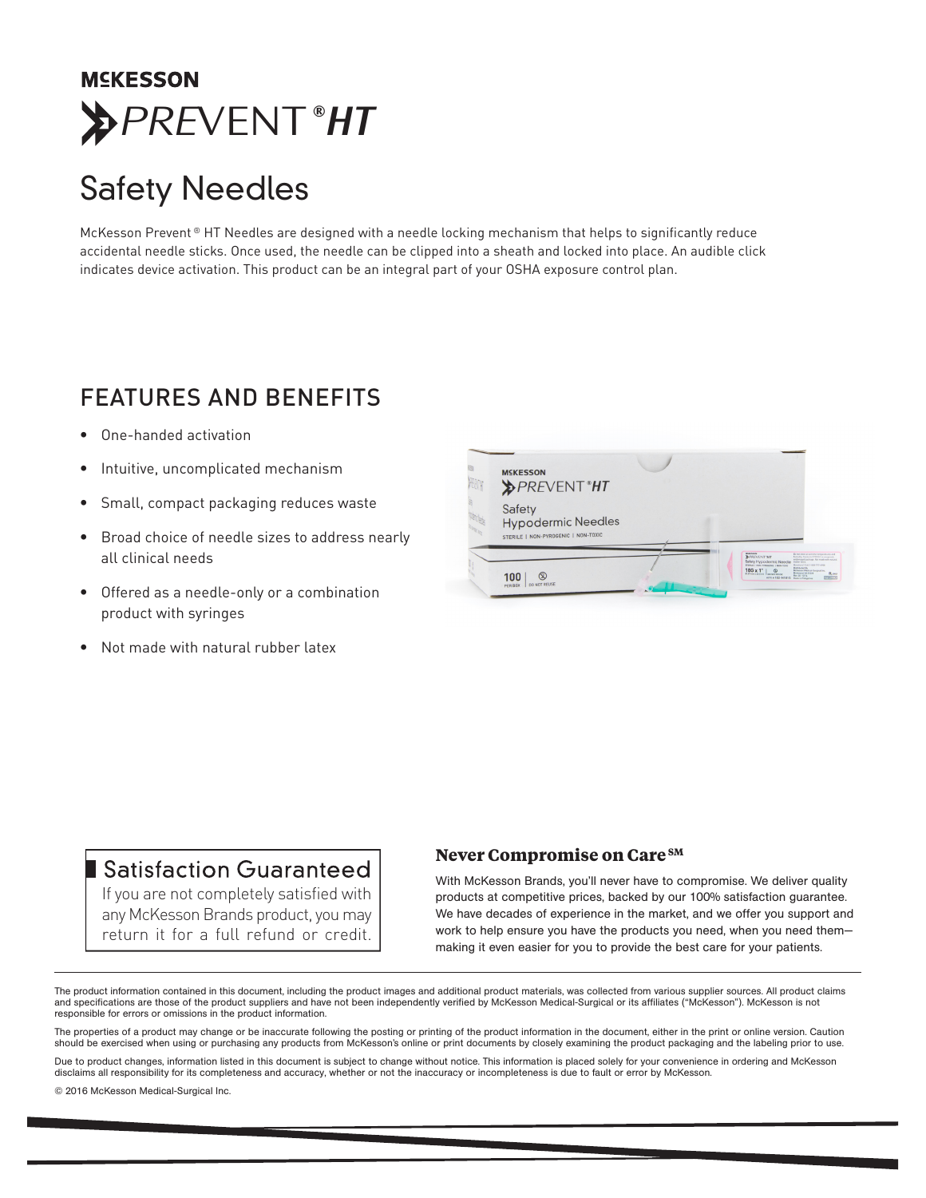# McKESSON PREVENT® HT

# Safety Needles

McKesson Prevent® HT Needles are designed with a needle locking mechanism that helps to significantly reduce accidental needle sticks. Once used, the needle can be clipped into a sheath and locked into place. An audible click indicates device activation. This product can be an integral part of your OSHA exposure control plan.

## FEATURES AND BENEFITS

- One-handed activation
- Intuitive, uncomplicated mechanism
- Small, compact packaging reduces waste
- Broad choice of needle sizes to address nearly all clinical needs
- Offered as a needle-only or a combination product with syringes
- Not made with natural rubber latex

### Satisfaction Guaranteed

If you are not completely satisfied with any McKesson Brands product, you may return it for a full refund or credit.

### Never Compromise on Care℠

With McKesson Brands, you'll never have to compromise. We deliver quality products at competitive prices, backed by our 100% satisfaction guarantee. We have decades of experience in the market, and we offer you support and work to help ensure you have the products you need, when you need them—making it even easier for you to provide the best care for your patients.

---

The product information contained in this document, including the product images and additional product materials, was collected from various supplier sources. All product claims and specifications are those of the product suppliers and have not been independently verified by McKesson Medical-Surgical or its affiliates ("McKesson"). McKesson is not responsible for errors or omissions in the product information.

The properties of a product may change or be inaccurate following the posting or printing of the product information in the document, either in the print or online version. Caution should be exercised when using or purchasing any products from McKesson's online or print documents by closely examining the product packaging and the labeling prior to use.

Due to product changes, information listed in this document is subject to change without notice. This information is placed solely for your convenience in ordering and McKesson disclaims all responsibility for its completeness and accuracy, whether or not the inaccuracy or incompleteness is due to fault or error by McKesson.

© 2016 McKesson Medical-Surgical Inc.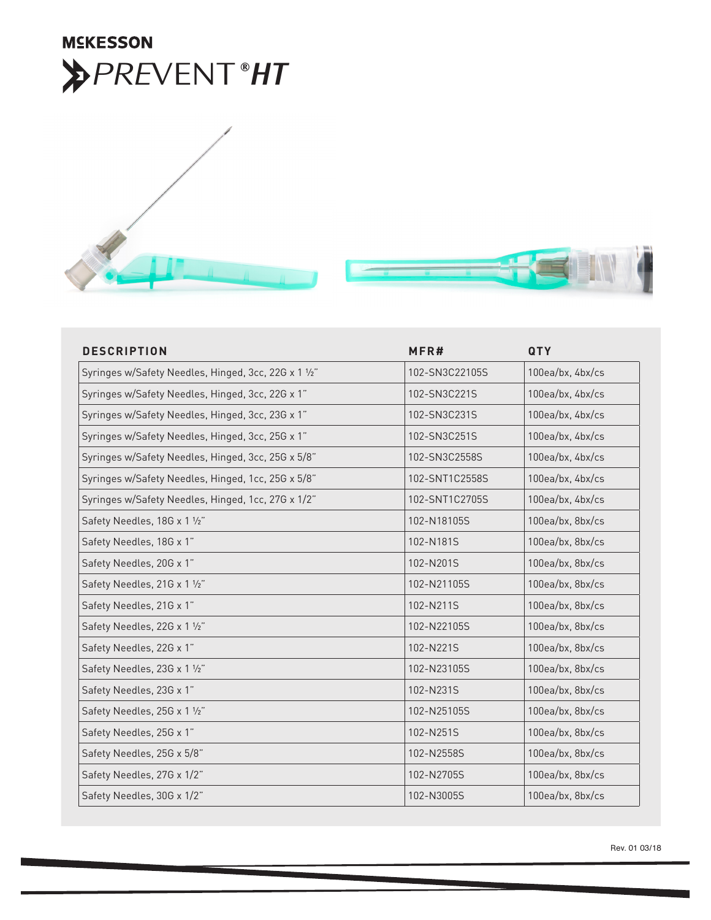# McKESSON PREVENT® HT

| DESCRIPTION | MFR# | QTY |
|---|---|---|
| Syringes w/Safety Needles, Hinged, 3cc, 22G x 1 ½" | 102-SN3C22105S | 100ea/bx, 4bx/cs |
| Syringes w/Safety Needles, Hinged, 3cc, 22G x 1" | 102-SN3C221S | 100ea/bx, 4bx/cs |
| Syringes w/Safety Needles, Hinged, 3cc, 23G x 1" | 102-SN3C231S | 100ea/bx, 4bx/cs |
| Syringes w/Safety Needles, Hinged, 3cc, 25G x 1" | 102-SN3C251S | 100ea/bx, 4bx/cs |
| Syringes w/Safety Needles, Hinged, 3cc, 25G x 5/8" | 102-SN3C2558S | 100ea/bx, 4bx/cs |
| Syringes w/Safety Needles, Hinged, 1cc, 25G x 5/8" | 102-SNT1C2558S | 100ea/bx, 4bx/cs |
| Syringes w/Safety Needles, Hinged, 1cc, 27G x 1/2" | 102-SNT1C2705S | 100ea/bx, 4bx/cs |
| Safety Needles, 18G x 1 ½" | 102-N18105S | 100ea/bx, 8bx/cs |
| Safety Needles, 18G x 1" | 102-N181S | 100ea/bx, 8bx/cs |
| Safety Needles, 20G x 1" | 102-N201S | 100ea/bx, 8bx/cs |
| Safety Needles, 21G x 1 ½" | 102-N21105S | 100ea/bx, 8bx/cs |
| Safety Needles, 21G x 1" | 102-N211S | 100ea/bx, 8bx/cs |
| Safety Needles, 22G x 1 ½" | 102-N22105S | 100ea/bx, 8bx/cs |
| Safety Needles, 22G x 1" | 102-N221S | 100ea/bx, 8bx/cs |
| Safety Needles, 23G x 1 ½" | 102-N23105S | 100ea/bx, 8bx/cs |
| Safety Needles, 23G x 1" | 102-N231S | 100ea/bx, 8bx/cs |
| Safety Needles, 25G x 1 ½" | 102-N25105S | 100ea/bx, 8bx/cs |
| Safety Needles, 25G x 1" | 102-N251S | 100ea/bx, 8bx/cs |
| Safety Needles, 25G x 5/8" | 102-N2558S | 100ea/bx, 8bx/cs |
| Safety Needles, 27G x 1/2" | 102-N2705S | 100ea/bx, 8bx/cs |
| Safety Needles, 30G x 1/2" | 102-N3005S | 100ea/bx, 8bx/cs |

Rev. 01 03/18